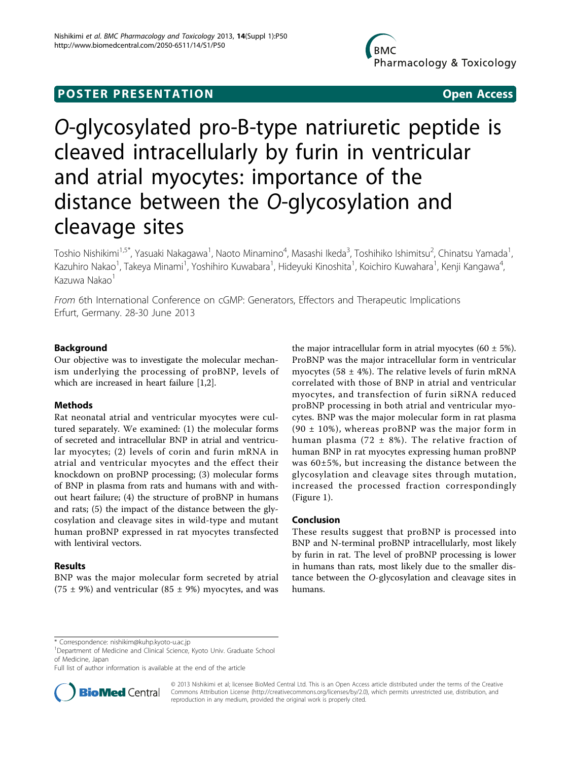POSTER PRESENTATION

Open Access

# *O*-glycosylated pro-B-type natriuretic peptide is cleaved intracellularly by furin in ventricular and atrial myocytes: importance of the distance between the *O*-glycosylation and cleavage sites

Toshio Nishikimi[1,5*], Yasuaki Nakagawa[1], Naoto Minamino[4], Masashi Ikeda[3], Toshihiko Ishimitsu[2], Chinatsu Yamada[1], Kazuhiro Nakao[1], Takeya Minami[1], Yoshihiro Kuwabara[1], Hideyuki Kinoshita[1], Koichiro Kuwahara[1], Kenji Kangawa[4], Kazuwa Nakao[1]

*From* 6th International Conference on cGMP: Generators, Effectors and Therapeutic Implications
Erfurt, Germany. 28-30 June 2013

## Background

Our objective was to investigate the molecular mechanism underlying the processing of proBNP, levels of which are increased in heart failure [1,2].

## Methods

Rat neonatal atrial and ventricular myocytes were cultured separately. We examined: (1) the molecular forms of secreted and intracellular BNP in atrial and ventricular myocytes; (2) levels of corin and furin mRNA in atrial and ventricular myocytes and the effect their knockdown on proBNP processing; (3) molecular forms of BNP in plasma from rats and humans with and without heart failure; (4) the structure of proBNP in humans and rats; (5) the impact of the distance between the glycosylation and cleavage sites in wild-type and mutant human proBNP expressed in rat myocytes transfected with lentiviral vectors.

## Results

BNP was the major molecular form secreted by atrial ($75 \pm 9\%$) and ventricular ($85 \pm 9\%$) myocytes, and was the major intracellular form in atrial myocytes ($60 \pm 5\%$). ProBNP was the major intracellular form in ventricular myocytes ($58 \pm 4\%$). The relative levels of furin mRNA correlated with those of BNP in atrial and ventricular myocytes, and transfection of furin siRNA reduced proBNP processing in both atrial and ventricular myocytes. BNP was the major molecular form in rat plasma ($90 \pm 10\%$), whereas proBNP was the major form in human plasma ($72 \pm 8\%$). The relative fraction of human BNP in rat myocytes expressing human proBNP was $60 \pm 5\%$, but increasing the distance between the glycosylation and cleavage sites through mutation, increased the processed fraction correspondingly (Figure 1).

## Conclusion

These results suggest that proBNP is processed into BNP and N-terminal proBNP intracellularly, most likely by furin in rat. The level of proBNP processing is lower in humans than rats, most likely due to the smaller distance between the *O*-glycosylation and cleavage sites in humans.

---

\* Correspondence: nishikim@kuhp.kyoto-u.ac.jp
[1]Department of Medicine and Clinical Science, Kyoto Univ. Graduate School of Medicine, Japan
Full list of author information is available at the end of the article

© 2013 Nishikimi et al; licensee BioMed Central Ltd. This is an Open Access article distributed under the terms of the Creative Commons Attribution License (http://creativecommons.org/licenses/by/2.0), which permits unrestricted use, distribution, and reproduction in any medium, provided the original work is properly cited.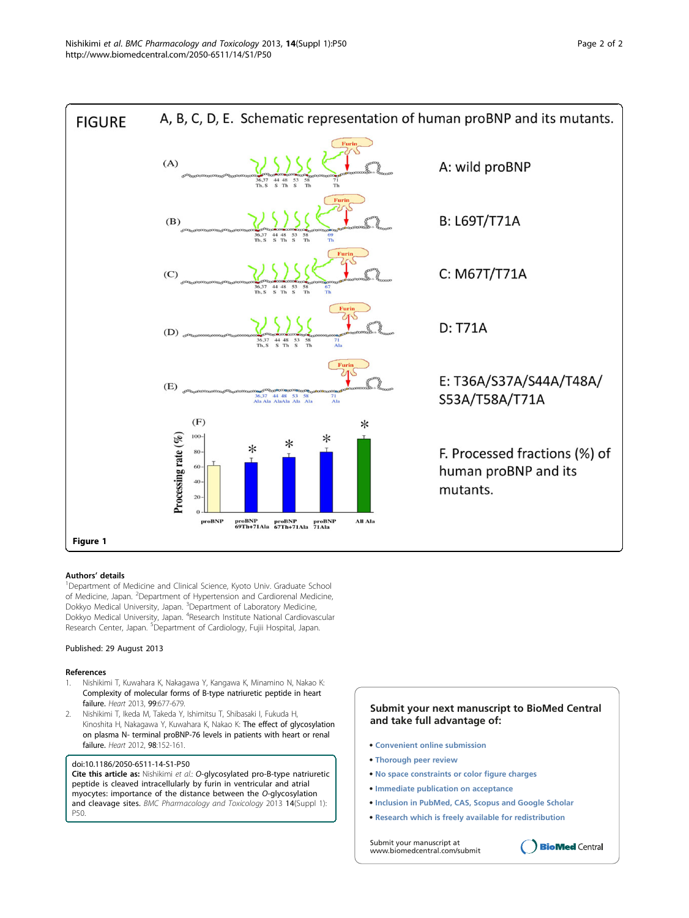FIGURE A, B, C, D, E. Schematic representation of human proBNP and its mutants.

(A)

Furin

36,37 44 48 53 58 71
Th, S S Th S Th Th

A: wild proBNP

(B)

Furin

36,37 44 48 53 58 69
Th, S S Th S Th Th

B: L69T/T71A

(C)

Furin

36,37 44 48 53 58 67
Th, S S Th S Th Th

C: M67T/T71A

(D)

Furin

36,37 44 48 53 58 71
Th, S S Th S Th Ala

D: T71A

(E)

Furin

36,37 44 48 53 58 71
Ala Ala AlaAla Ala Ala Ala

E: T36A/S37A/S44A/T48A/S53A/T58A/T71A

(F)

Processing rate (%)

0 20 40 60 80 100

proBNP
proBNP 69Th+71Ala
proBNP 67Th+71Ala
proBNP 71Ala
All Ala

F. Processed fractions (%) of human proBNP and its mutants.

**Figure 1**

**Authors' details**

[1]Department of Medicine and Clinical Science, Kyoto Univ. Graduate School of Medicine, Japan. [2]Department of Hypertension and Cardiorenal Medicine, Dokkyo Medical University, Japan. [3]Department of Laboratory Medicine, Dokkyo Medical University, Japan. [4]Research Institute National Cardiovascular Research Center, Japan. [5]Department of Cardiology, Fujii Hospital, Japan.

Published: 29 August 2013

**References**

1. Nishikimi T, Kuwahara K, Nakagawa Y, Kangawa K, Minamino N, Nakao K: Complexity of molecular forms of B-type natriuretic peptide in heart failure. *Heart* 2013, **99**:677-679.
2. Nishikimi T, Ikeda M, Takeda Y, Ishimitsu T, Shibasaki I, Fukuda H, Kinoshita H, Nakagawa Y, Kuwahara K, Nakao K: The effect of glycosylation on plasma N- terminal proBNP-76 levels in patients with heart or renal failure. *Heart* 2012, **98**:152-161.

doi:10.1186/2050-6511-14-S1-P50

**Cite this article as:** Nishikimi *et al.*: *O*-glycosylated pro-B-type natriuretic peptide is cleaved intracellularly by furin in ventricular and atrial myocytes: importance of the distance between the *O*-glycosylation and cleavage sites. *BMC Pharmacology and Toxicology* 2013 14(Suppl 1): P50.

**Submit your next manuscript to BioMed Central and take full advantage of:**

- Convenient online submission
- Thorough peer review
- No space constraints or color figure charges
- Immediate publication on acceptance
- Inclusion in PubMed, CAS, Scopus and Google Scholar
- Research which is freely available for redistribution

Submit your manuscript at www.biomedcentral.com/submit

BioMed Central